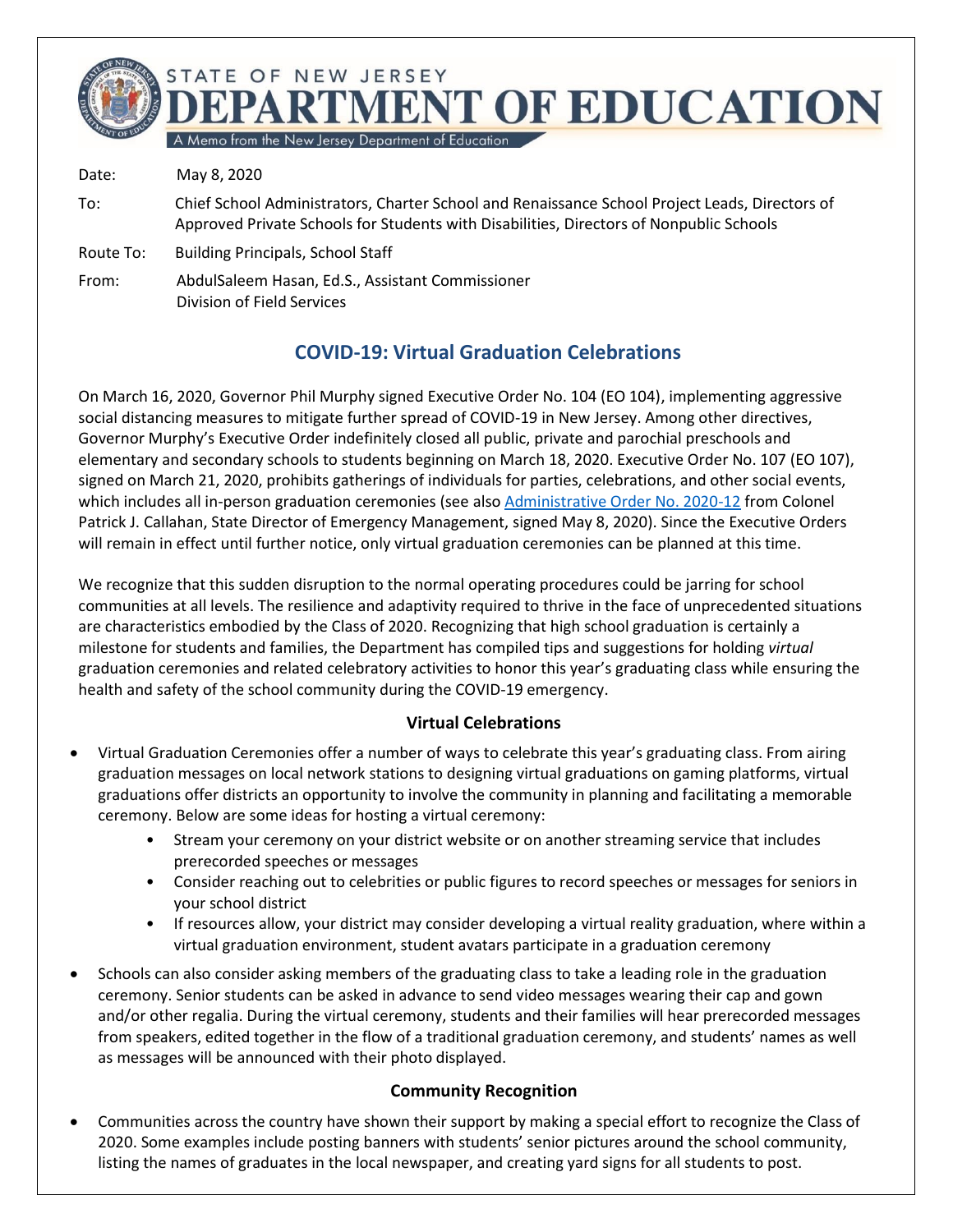# STATE OF NEW JERSEY DEPARTMENT OF EDUCATION

A Memo from the New Jersey Department of Education

| | |
|---|---|
| Date: | May 8, 2020 |
| To: | Chief School Administrators, Charter School and Renaissance School Project Leads, Directors of Approved Private Schools for Students with Disabilities, Directors of Nonpublic Schools |
| Route To: | Building Principals, School Staff |
| From: | AbdulSaleem Hasan, Ed.S., Assistant Commissioner<br>Division of Field Services |

## COVID-19: Virtual Graduation Celebrations

On March 16, 2020, Governor Phil Murphy signed Executive Order No. 104 (EO 104), implementing aggressive social distancing measures to mitigate further spread of COVID-19 in New Jersey. Among other directives, Governor Murphy's Executive Order indefinitely closed all public, private and parochial preschools and elementary and secondary schools to students beginning on March 18, 2020. Executive Order No. 107 (EO 107), signed on March 21, 2020, prohibits gatherings of individuals for parties, celebrations, and other social events, which includes all in-person graduation ceremonies (see also Administrative Order No. 2020-12 from Colonel Patrick J. Callahan, State Director of Emergency Management, signed May 8, 2020). Since the Executive Orders will remain in effect until further notice, only virtual graduation ceremonies can be planned at this time.

We recognize that this sudden disruption to the normal operating procedures could be jarring for school communities at all levels. The resilience and adaptivity required to thrive in the face of unprecedented situations are characteristics embodied by the Class of 2020. Recognizing that high school graduation is certainly a milestone for students and families, the Department has compiled tips and suggestions for holding *virtual* graduation ceremonies and related celebratory activities to honor this year's graduating class while ensuring the health and safety of the school community during the COVID-19 emergency.

### Virtual Celebrations

- Virtual Graduation Ceremonies offer a number of ways to celebrate this year's graduating class. From airing graduation messages on local network stations to designing virtual graduations on gaming platforms, virtual graduations offer districts an opportunity to involve the community in planning and facilitating a memorable ceremony. Below are some ideas for hosting a virtual ceremony:
    - Stream your ceremony on your district website or on another streaming service that includes prerecorded speeches or messages
    - Consider reaching out to celebrities or public figures to record speeches or messages for seniors in your school district
    - If resources allow, your district may consider developing a virtual reality graduation, where within a virtual graduation environment, student avatars participate in a graduation ceremony
- Schools can also consider asking members of the graduating class to take a leading role in the graduation ceremony. Senior students can be asked in advance to send video messages wearing their cap and gown and/or other regalia. During the virtual ceremony, students and their families will hear prerecorded messages from speakers, edited together in the flow of a traditional graduation ceremony, and students' names as well as messages will be announced with their photo displayed.

### Community Recognition

- Communities across the country have shown their support by making a special effort to recognize the Class of 2020. Some examples include posting banners with students' senior pictures around the school community, listing the names of graduates in the local newspaper, and creating yard signs for all students to post.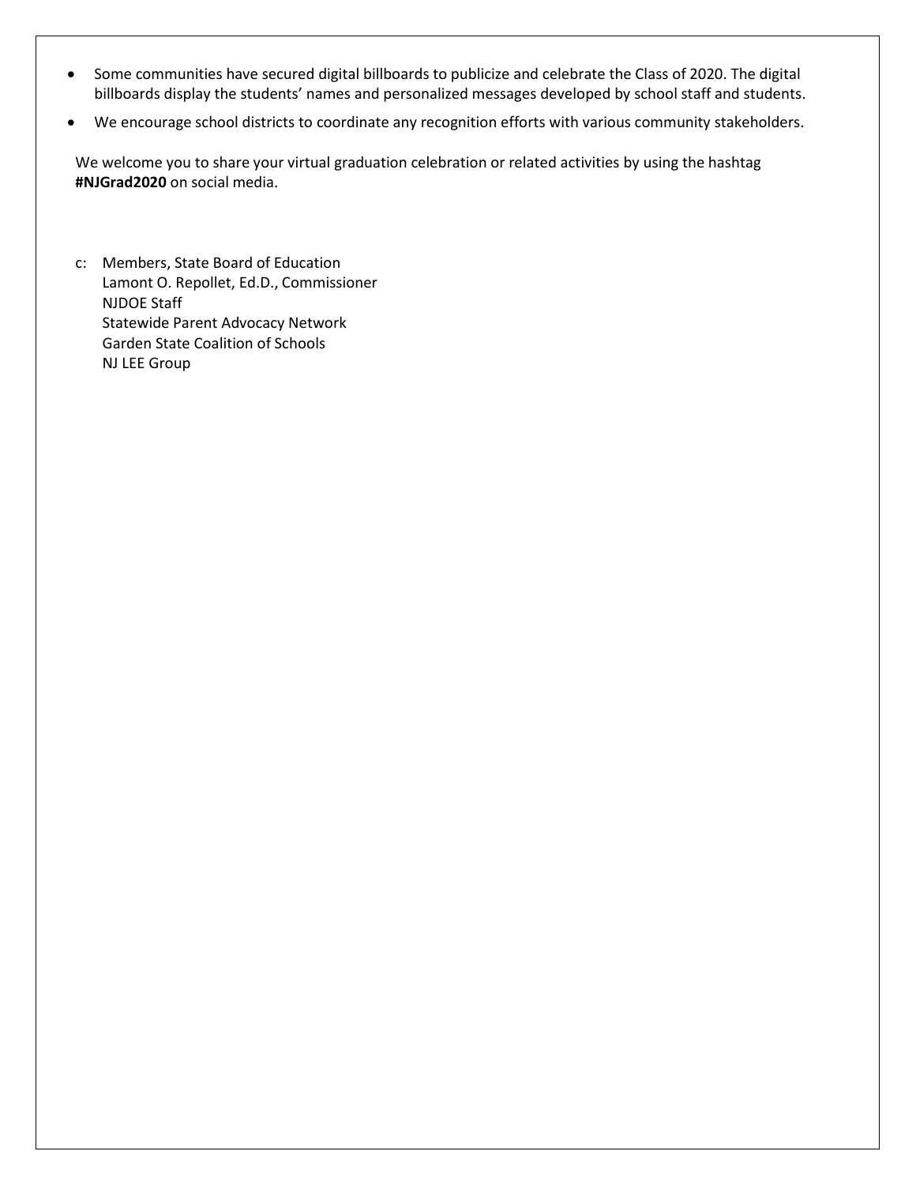- Some communities have secured digital billboards to publicize and celebrate the Class of 2020. The digital billboards display the students' names and personalized messages developed by school staff and students.
- We encourage school districts to coordinate any recognition efforts with various community stakeholders.

We welcome you to share your virtual graduation celebration or related activities by using the hashtag **#NJGrad2020** on social media.

c: Members, State Board of Education
Lamont O. Repollet, Ed.D., Commissioner
NJDOE Staff
Statewide Parent Advocacy Network
Garden State Coalition of Schools
NJ LEE Group